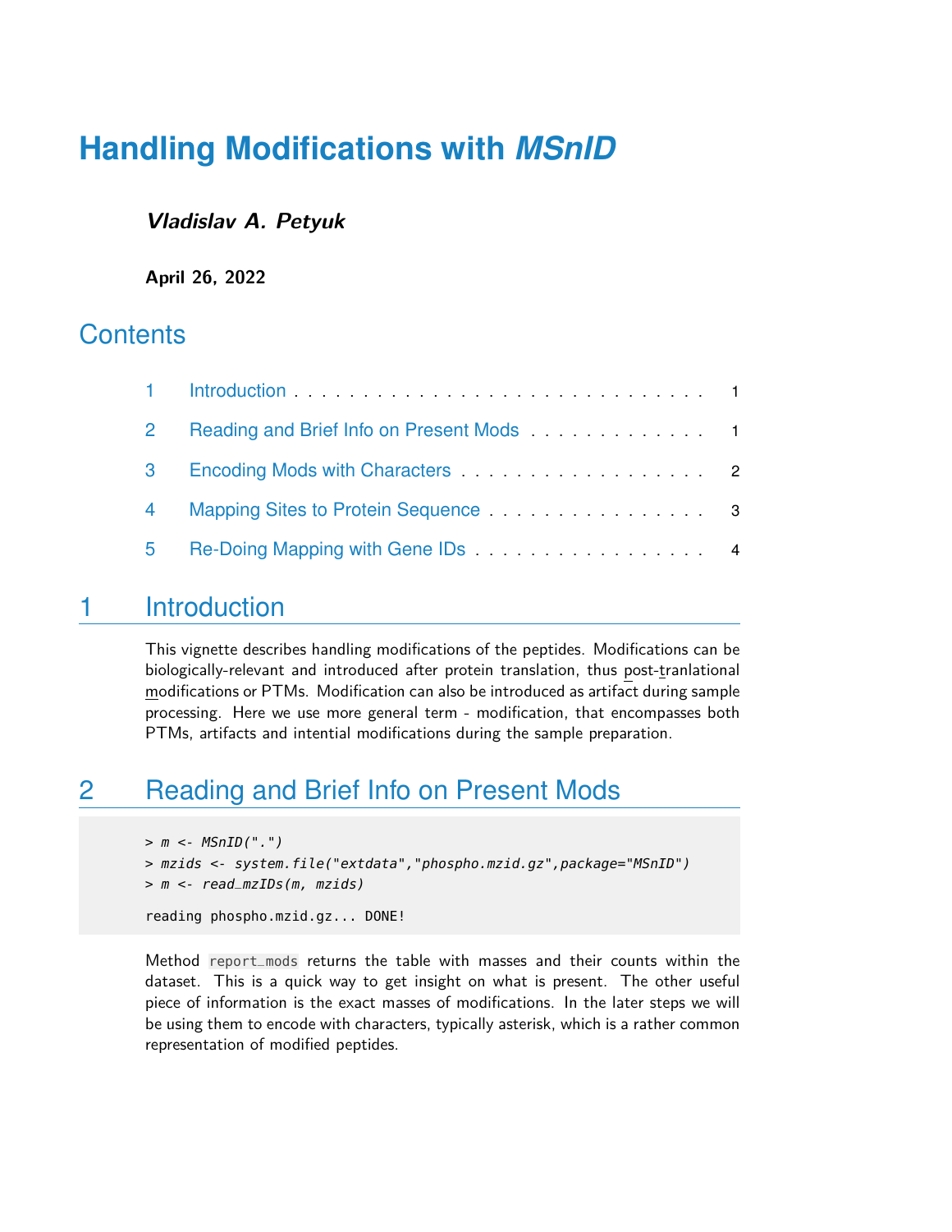# Handling Modifications with *MSnID*

***Vladislav A. Petyuk***

**April 26, 2022**

## Contents

1 Introduction . . . . . . . . . . . . . . . . . . . . . . . . . . . . . . 1

2 Reading and Brief Info on Present Mods . . . . . . . . . . . . . . 1

3 Encoding Mods with Characters . . . . . . . . . . . . . . . . . . . 2

4 Mapping Sites to Protein Sequence . . . . . . . . . . . . . . . . . 3

5 Re-Doing Mapping with Gene IDs . . . . . . . . . . . . . . . . . . 4

## 1 Introduction

This vignette describes handling modifications of the peptides. Modifications can be biologically-relevant and introduced after protein translation, thus post-tranlational modifications or PTMs. Modification can also be introduced as artifact during sample processing. Here we use more general term - modification, that encompasses both PTMs, artifacts and intential modifications during the sample preparation.

## 2 Reading and Brief Info on Present Mods

```
> m <- MSnID(".")
> mzids <- system.file("extdata","phospho.mzid.gz",package="MSnID")
> m <- read_mzIDs(m, mzids)

reading phospho.mzid.gz... DONE!
```

Method `report_mods` returns the table with masses and their counts within the dataset. This is a quick way to get insight on what is present. The other useful piece of information is the exact masses of modifications. In the later steps we will be using them to encode with characters, typically asterisk, which is a rather common representation of modified peptides.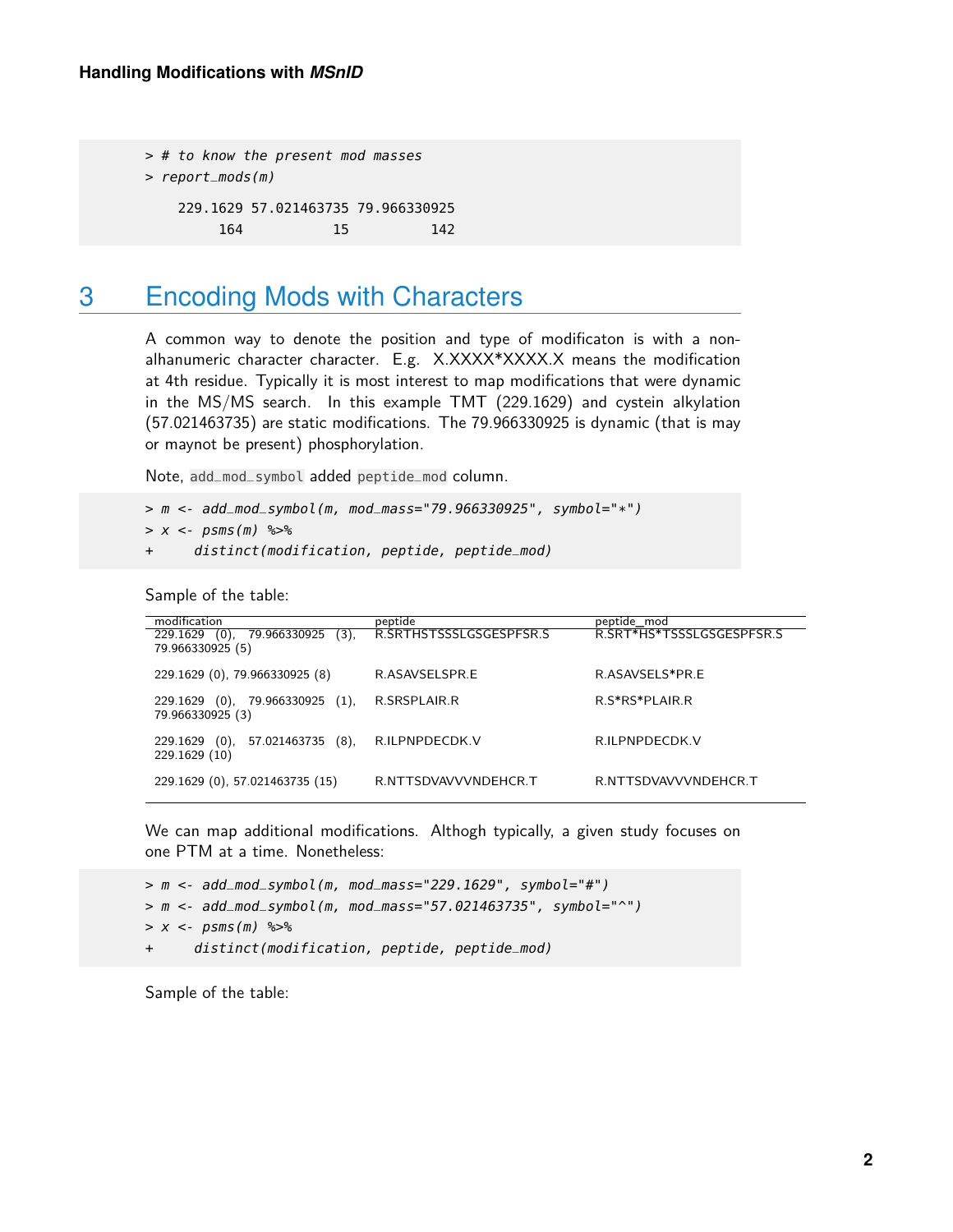```
> # to know the present mod masses
> report_mods(m)

    229.1629 57.021463735 79.966330925 
         164           15          142 
```

# 3 Encoding Mods with Characters

A common way to denote the position and type of modificaton is with a non-alhanumeric character character. E.g. X.XXXX*XXXX.X means the modification at 4th residue. Typically it is most interest to map modifications that were dynamic in the MS/MS search. In this example TMT (229.1629) and cystein alkylation (57.021463735) are static modifications. The 79.966330925 is dynamic (that is may or maynot be present) phosphorylation.

Note, `add_mod_symbol` added `peptide_mod` column.

```
> m <- add_mod_symbol(m, mod_mass="79.966330925", symbol="*")
> x <- psms(m) %>%
+     distinct(modification, peptide, peptide_mod)
```

Sample of the table:

| modification | peptide | peptide_mod |
|---|---|---|
| 229.1629 (0), 79.966330925 (3), 79.966330925 (5) | R.SRTHSTSSSLGSGESPFSR.S | R.SRT*HS*TSSSLGSGESPFSR.S |
| 229.1629 (0), 79.966330925 (8) | R.ASAVSELSPR.E | R.ASAVSELS*PR.E |
| 229.1629 (0), 79.966330925 (1), 79.966330925 (3) | R.SRSPLAIR.R | R.S*RS*PLAIR.R |
| 229.1629 (0), 57.021463735 (8), 229.1629 (10) | R.ILPNPDECDK.V | R.ILPNPDECDK.V |
| 229.1629 (0), 57.021463735 (15) | R.NTTSDVAVVVNDEHCR.T | R.NTTSDVAVVVNDEHCR.T |

We can map additional modifications. Althogh typically, a given study focuses on one PTM at a time. Nonetheless:

```
> m <- add_mod_symbol(m, mod_mass="229.1629", symbol="#")
> m <- add_mod_symbol(m, mod_mass="57.021463735", symbol="^")
> x <- psms(m) %>%
+     distinct(modification, peptide, peptide_mod)
```

Sample of the table: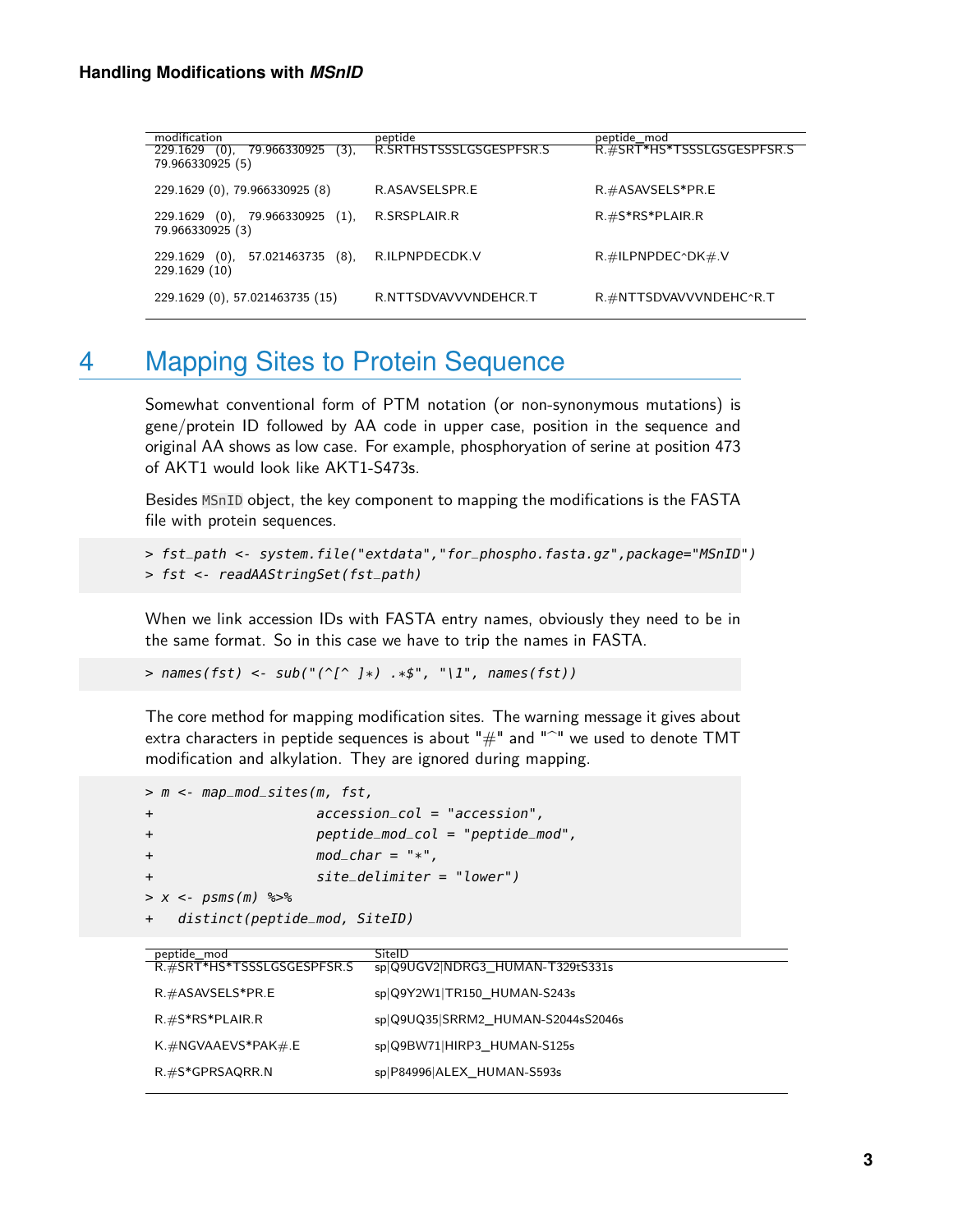| modification | peptide | peptide_mod |
|---|---|---|
| 229.1629 (0), 79.966330925 (3), 79.966330925 (5) | R.SRTHSTSSSLGSGESPFSR.S | R.#SRT*HS*TSSSLGSGESPFSR.S |
| 229.1629 (0), 79.966330925 (8) | R.ASAVSELSPR.E | R.#ASAVSELS*PR.E |
| 229.1629 (0), 79.966330925 (1), 79.966330925 (3) | R.SRSPLAIR.R | R.#S*RS*PLAIR.R |
| 229.1629 (0), 57.021463735 (8), 229.1629 (10) | R.ILPNPDECDK.V | R.#ILPNPDEC^DK#.V |
| 229.1629 (0), 57.021463735 (15) | R.NTTSDVAVVVNDEHCR.T | R.#NTTSDVAVVVNDEHC^R.T |

# 4 Mapping Sites to Protein Sequence

Somewhat conventional form of PTM notation (or non-synonymous mutations) is gene/protein ID followed by AA code in upper case, position in the sequence and original AA shows as low case. For example, phosphoryation of serine at position 473 of AKT1 would look like AKT1-S473s.

Besides MSnID object, the key component to mapping the modifications is the FASTA file with protein sequences.

```
> fst_path <- system.file("extdata","for_phospho.fasta.gz",package="MSnID")
> fst <- readAAStringSet(fst_path)
```

When we link accession IDs with FASTA entry names, obviously they need to be in the same format. So in this case we have to trip the names in FASTA.

```
> names(fst) <- sub("(^[^ ]*) .*$", "\1", names(fst))
```

The core method for mapping modification sites. The warning message it gives about extra characters in peptide sequences is about "#" and "^" we used to denote TMT modification and alkylation. They are ignored during mapping.

```
> m <- map_mod_sites(m, fst,
+                   accession_col = "accession",
+                   peptide_mod_col = "peptide_mod",
+                   mod_char = "*",
+                   site_delimiter = "lower")
> x <- psms(m) %>%
+   distinct(peptide_mod, SiteID)
```

| peptide_mod | SiteID |
|---|---|
| R.#SRT*HS*TSSSLGSGESPFSR.S | sp\|Q9UGV2\|NDRG3_HUMAN-T329tS331s |
| R.#ASAVSELS*PR.E | sp\|Q9Y2W1\|TR150_HUMAN-S243s |
| R.#S*RS*PLAIR.R | sp\|Q9UQ35\|SRRM2_HUMAN-S2044sS2046s |
| K.#NGVAAEVS*PAK#.E | sp\|Q9BW71\|HIRP3_HUMAN-S125s |
| R.#S*GPRSAQRR.N | sp\|P84996\|ALEX_HUMAN-S593s |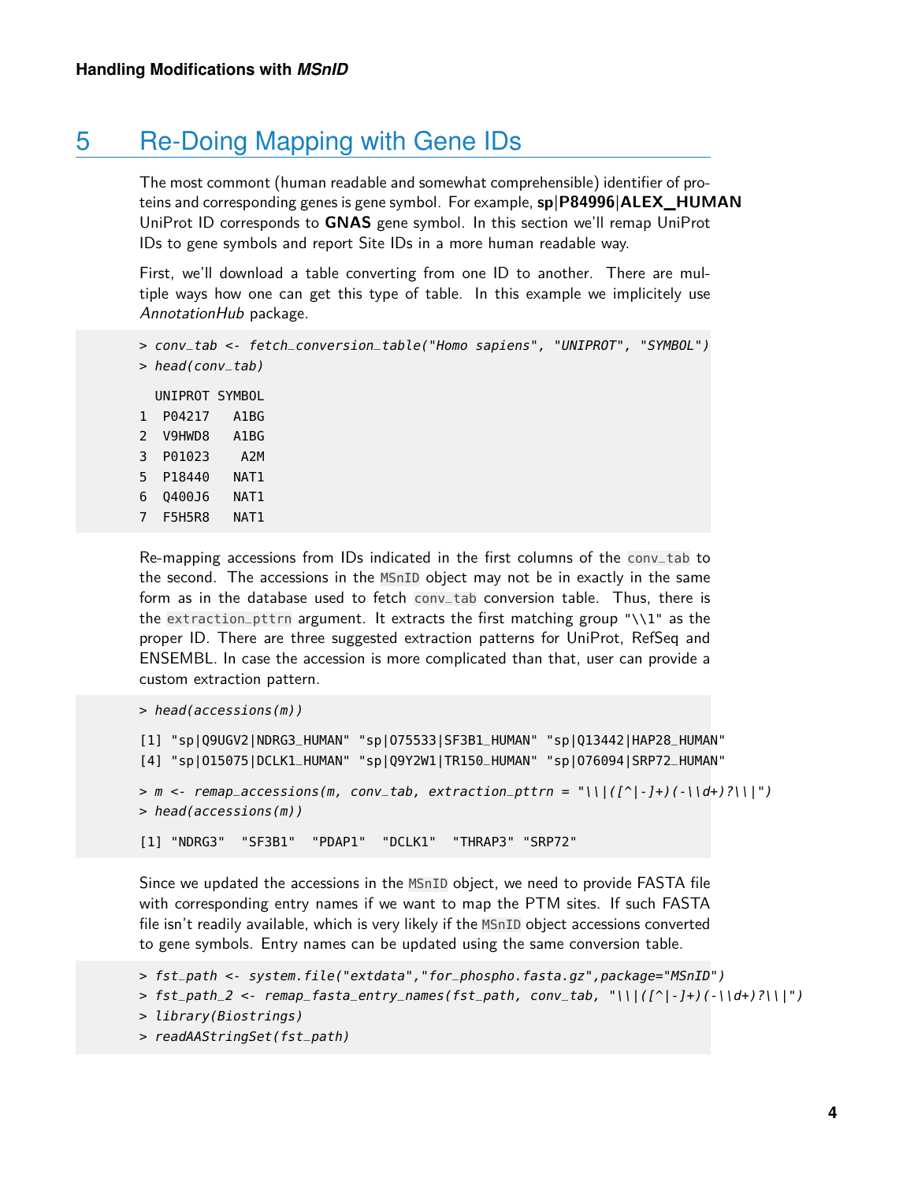# 5 Re-Doing Mapping with Gene IDs

The most commont (human readable and somewhat comprehensible) identifier of proteins and corresponding genes is gene symbol. For example, **sp|P84996|ALEX_HUMAN** UniProt ID corresponds to **GNAS** gene symbol. In this section we'll remap UniProt IDs to gene symbols and report Site IDs in a more human readable way.

First, we'll download a table converting from one ID to another. There are multiple ways how one can get this type of table. In this example we implicitely use *AnnotationHub* package.

```
> conv_tab <- fetch_conversion_table("Homo sapiens", "UNIPROT", "SYMBOL")
> head(conv_tab)

  UNIPROT SYMBOL
1  P04217   A1BG
2  V9HWD8   A1BG
3  P01023    A2M
5  P18440   NAT1
6  Q400J6   NAT1
7  F5H5R8   NAT1
```

Re-mapping accessions from IDs indicated in the first columns of the `conv_tab` to the second. The accessions in the `MSnID` object may not be in exactly in the same form as in the database used to fetch `conv_tab` conversion table. Thus, there is the `extraction_pttrn` argument. It extracts the first matching group "\\1" as the proper ID. There are three suggested extraction patterns for UniProt, RefSeq and ENSEMBL. In case the accession is more complicated than that, user can provide a custom extraction pattern.

```
> head(accessions(m))

[1] "sp|Q9UGV2|NDRG3_HUMAN" "sp|O75533|SF3B1_HUMAN" "sp|Q13442|HAP28_HUMAN"
[4] "sp|O15075|DCLK1_HUMAN" "sp|Q9Y2W1|TR150_HUMAN" "sp|O76094|SRP72_HUMAN"

> m <- remap_accessions(m, conv_tab, extraction_pttrn = "\\|([^|-]+)(-\\d+)?\\|")
> head(accessions(m))

[1] "NDRG3"  "SF3B1"  "PDAP1"  "DCLK1"  "THRAP3" "SRP72"
```

Since we updated the accessions in the `MSnID` object, we need to provide FASTA file with corresponding entry names if we want to map the PTM sites. If such FASTA file isn't readily available, which is very likely if the `MSnID` object accessions converted to gene symbols. Entry names can be updated using the same conversion table.

```
> fst_path <- system.file("extdata","for_phospho.fasta.gz",package="MSnID")
> fst_path_2 <- remap_fasta_entry_names(fst_path, conv_tab, "\\|([^|-]+)(-\\d+)?\\|")
> library(Biostrings)
> readAAStringSet(fst_path)
```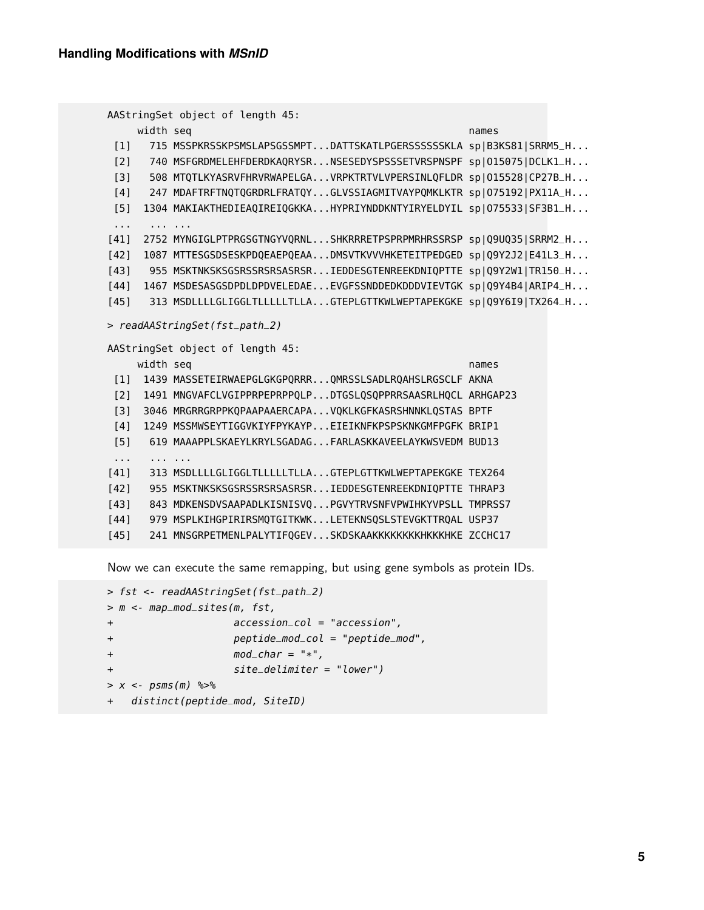```
AAStringSet object of length 45:
     width seq                                                names
 [1]   715 MSSPKRSSKPSMSLAPSGSSMPT...DATTSKATLPGERSSSSSSKLA sp|B3KS81|SRRM5_H...
 [2]   740 MSFGRDMELEHFDERDKAQRYSR...NSESEDYSPSSSETVRSPNSPF sp|O15075|DCLK1_H...
 [3]   508 MTQTLKYASRVFHRVRWAPELGA...VRPKTRTVLVPERSINLQFLDR sp|O15528|CP27B_H...
 [4]   247 MDAFTRFTNQTQGRDRLFRATQY...GLVSSIAGMITVAYPQMKLKTR sp|O75192|PX11A_H...
 [5]  1304 MAKIAKTHEDIEAQIREIQGKKA...HYPRIYNDDKNTYIRYELDYIL sp|O75533|SF3B1_H...
 ...   ... ...
[41]  2752 MYNGIGLPTPRGSGTNGYVQRNL...SHKRRRETPSPRPMRHRSSRSP sp|Q9UQ35|SRRM2_H...
[42]  1087 MTTESGSDSESKPDQEAEPQEAA...DMSVTKVVVHKETEITPEDGED sp|Q9Y2J2|E41L3_H...
[43]   955 MSKTNKSKSGSRSSRSRSASRSR...IEDDESGTENREEKDNIQPTTE sp|Q9Y2W1|TR150_H...
[44]  1467 MSDESASGSDPDLDPDVELEDAE...EVGFSSNDDEDKDDDVIEVTGK sp|Q9Y4B4|ARIP4_H...
[45]   313 MSDLLLLGLIGGLTLLLLLTLLA...GTEPLGTTKWLWEPTAPEKGKE sp|Q9Y6I9|TX264_H...

> readAAStringSet(fst_path_2)

AAStringSet object of length 45:
     width seq                                                names
 [1]  1439 MASSETEIRWAEPGLGKGPQRRR...QMRSSLSADLRQAHSLRGSCLF AKNA
 [2]  1491 MNGVAFCLVGIPPRPEPRPPQLP...DTGSLQSQPPRRSAASRLHQCL ARHGAP23
 [3]  3046 MRGRRGRPPKQPAAPAAERCAPA...VQKLKGFKASRSHNNKLQSTAS BPTF
 [4]  1249 MSSMWSEYTIGGVKIYFPYKAYP...EIEIKNFKPSPSKNKGMFPGFK BRIP1
 [5]   619 MAAAPPLSKAEYLKRYLSGADAG...FARLASKKAVEELAYKWSVEDM BUD13
 ...   ... ...
[41]   313 MSDLLLLGLIGGLTLLLLLTLLA...GTEPLGTTKWLWEPTAPEKGKE TEX264
[42]   955 MSKTNKSKSGSRSSRSRSASRSR...IEDDESGTENREEKDNIQPTTE THRAP3
[43]   843 MDKENSDVSAAPADLKISNISVQ...PGVYTRVSNFVPWIHKYVPSLL TMPRSS7
[44]   979 MSPLKIHGPIRIRSMQTGITKWK...LETEKNSQSLSTEVGKTTRQAL USP37
[45]   241 MNSGRPETMENLPALYTIFQGEV...SKDSKAAKKKKKKKHKKKHKE ZCCHC17
```

Now we can execute the same remapping, but using gene symbols as protein IDs.

```
> fst <- readAAStringSet(fst_path_2)
> m <- map_mod_sites(m, fst,
+                   accession_col = "accession",
+                   peptide_mod_col = "peptide_mod",
+                   mod_char = "*",
+                   site_delimiter = "lower")
> x <- psms(m) %>%
+   distinct(peptide_mod, SiteID)
```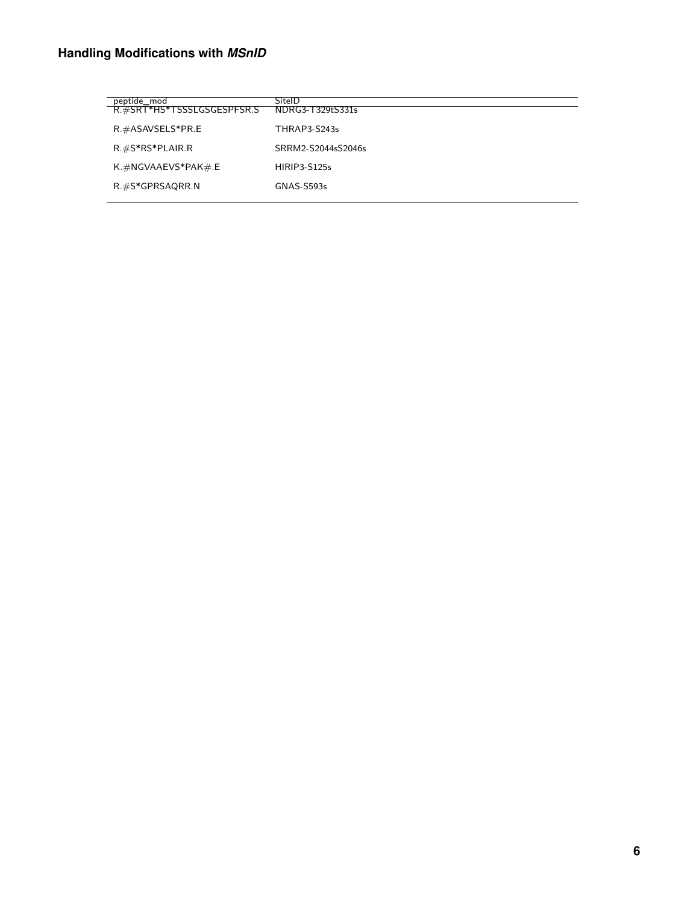| peptide_mod | SiteID |
| --- | --- |
| R.#SRT*HS*TSSSLGSGESPFSR.S | NDRG3-T329tS331s |
| R.#ASAVSELS*PR.E | THRAP3-S243s |
| R.#S*RS*PLAIR.R | SRRM2-S2044sS2046s |
| K.#NGVAAEVS*PAK#.E | HIRIP3-S125s |
| R.#S*GPRSAQRR.N | GNAS-S593s |